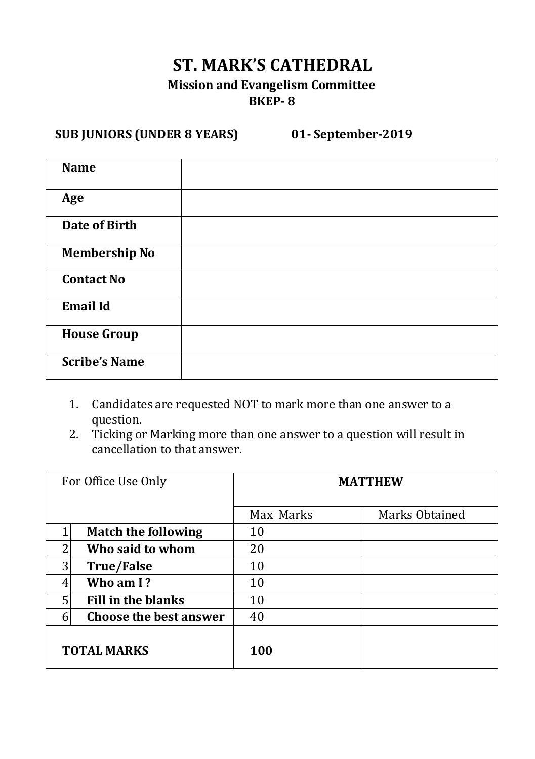# ST. MARK'S CATHEDRAL

## Mission and Evangelism Committee

## BKEP- 8

**SUB JUNIORS (UNDER 8 YEARS)** **01- September-2019**

| | |
|---|---|
| **Name** | |
| **Age** | |
| **Date of Birth** | |
| **Membership No** | |
| **Contact No** | |
| **Email Id** | |
| **House Group** | |
| **Scribe's Name** | |

1. Candidates are requested NOT to mark more than one answer to a question.
2. Ticking or Marking more than one answer to a question will result in cancellation to that answer.

| For Office Use Only | | **MATTHEW** | |
|---|---|---|---|
| | | Max Marks | Marks Obtained |
| 1 | **Match the following** | 10 | |
| 2 | **Who said to whom** | 20 | |
| 3 | **True/False** | 10 | |
| 4 | **Who am I ?** | 10 | |
| 5 | **Fill in the blanks** | 10 | |
| 6 | **Choose the best answer** | 40 | |
| **TOTAL MARKS** | | **100** | |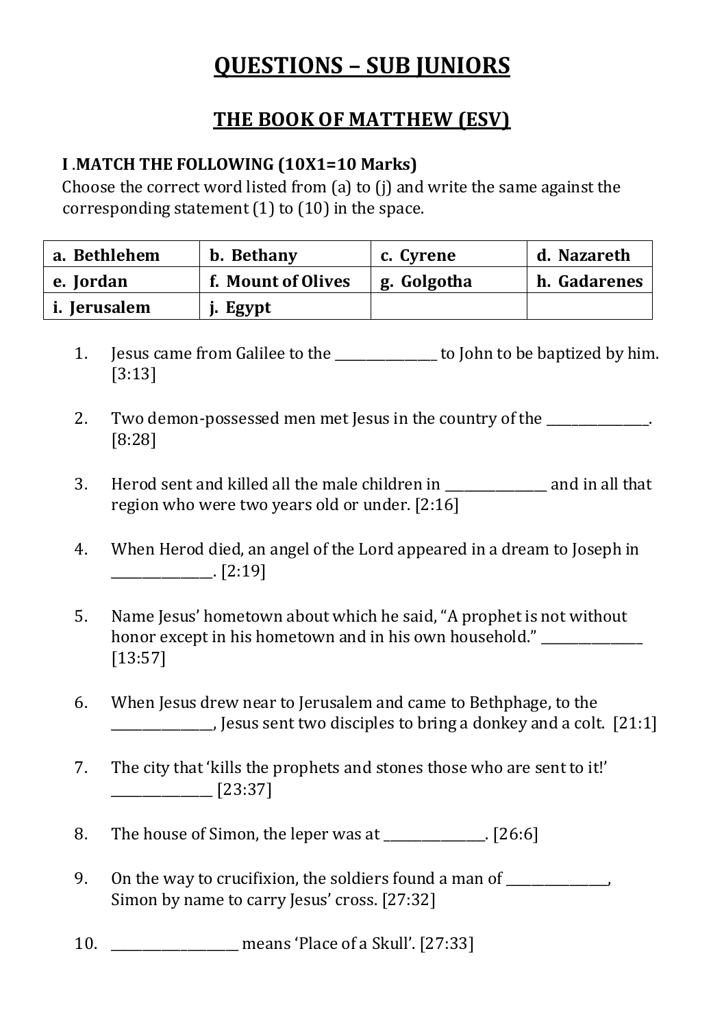# QUESTIONS – SUB JUNIORS

## THE BOOK OF MATTHEW (ESV)

### I .MATCH THE FOLLOWING (10X1=10 Marks)

Choose the correct word listed from (a) to (j) and write the same against the corresponding statement (1) to (10) in the space.

| a. Bethlehem | b. Bethany | c. Cyrene | d. Nazareth |
|---|---|---|---|
| e. Jordan | f. Mount of Olives | g. Golgotha | h. Gadarenes |
| i. Jerusalem | j. Egypt | | |

1. Jesus came from Galilee to the _______________ to John to be baptized by him. [3:13]

2. Two demon-possessed men met Jesus in the country of the _______________. [8:28]

3. Herod sent and killed all the male children in _______________ and in all that region who were two years old or under. [2:16]

4. When Herod died, an angel of the Lord appeared in a dream to Joseph in _______________. [2:19]

5. Name Jesus' hometown about which he said, "A prophet is not without honor except in his hometown and in his own household." _______________ [13:57]

6. When Jesus drew near to Jerusalem and came to Bethphage, to the _______________, Jesus sent two disciples to bring a donkey and a colt. [21:1]

7. The city that 'kills the prophets and stones those who are sent to it!' _______________ [23:37]

8. The house of Simon, the leper was at _______________. [26:6]

9. On the way to crucifixion, the soldiers found a man of _______________, Simon by name to carry Jesus' cross. [27:32]

10. __________________ means 'Place of a Skull'. [27:33]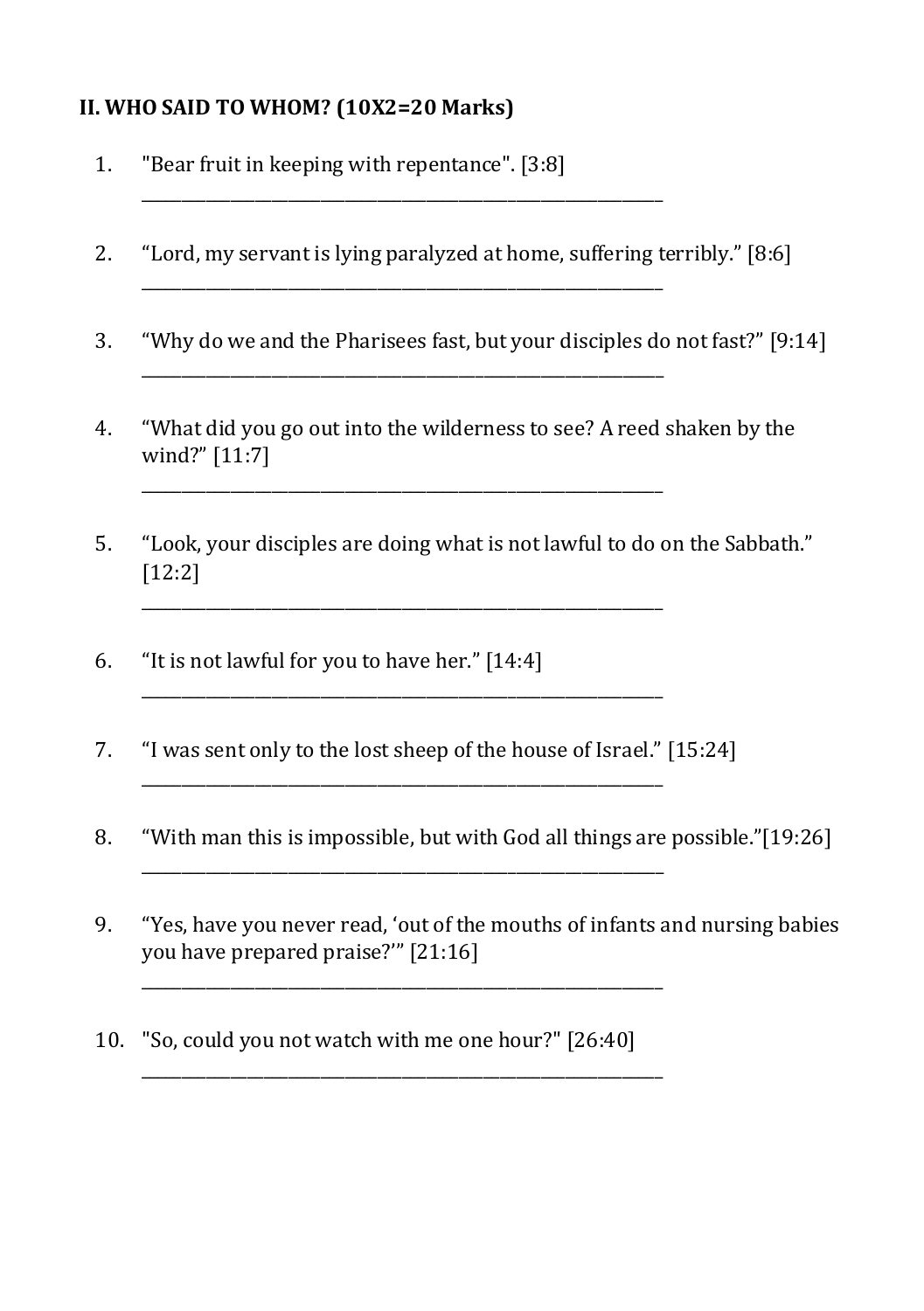**II. WHO SAID TO WHOM? (10X2=20 Marks)**

1. "Bear fruit in keeping with repentance". [3:8]

   ____________________________________________________________

2. “Lord, my servant is lying paralyzed at home, suffering terribly.” [8:6]

   ____________________________________________________________

3. “Why do we and the Pharisees fast, but your disciples do not fast?” [9:14]

   ____________________________________________________________

4. “What did you go out into the wilderness to see? A reed shaken by the wind?” [11:7]

   ____________________________________________________________

5. “Look, your disciples are doing what is not lawful to do on the Sabbath.” [12:2]

   ____________________________________________________________

6. “It is not lawful for you to have her.” [14:4]

   ____________________________________________________________

7. “I was sent only to the lost sheep of the house of Israel.” [15:24]

   ____________________________________________________________

8. “With man this is impossible, but with God all things are possible.”[19:26]

   ____________________________________________________________

9. “Yes, have you never read, ‘out of the mouths of infants and nursing babies you have prepared praise?’” [21:16]

   ____________________________________________________________

10. "So, could you not watch with me one hour?" [26:40]

    ____________________________________________________________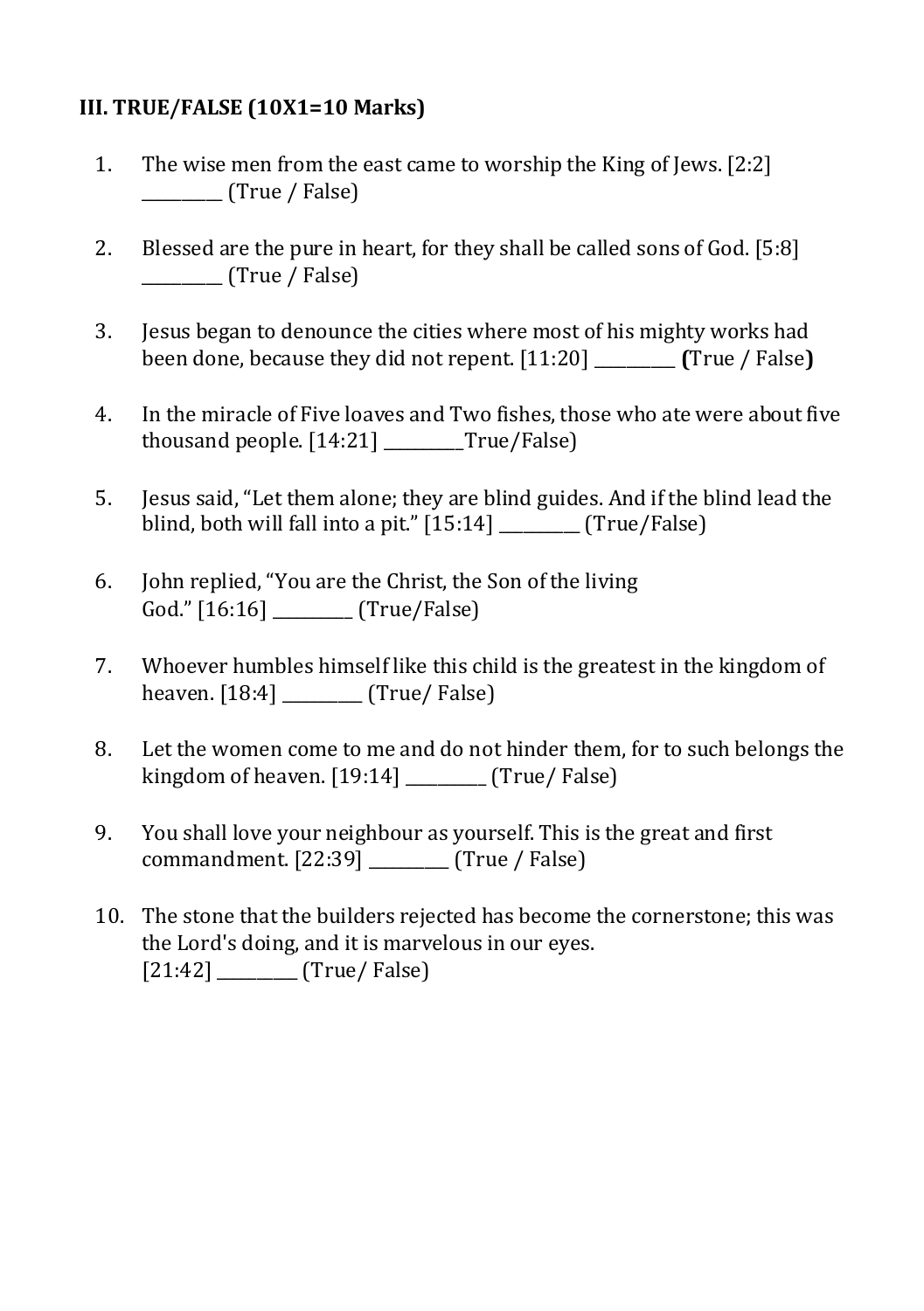**III. TRUE/FALSE (10X1=10 Marks)**

1. The wise men from the east came to worship the King of Jews. [2:2] _________ (True / False)

2. Blessed are the pure in heart, for they shall be called sons of God. [5:8] _________ (True / False)

3. Jesus began to denounce the cities where most of his mighty works had been done, because they did not repent. [11:20] _________ **(**True / False**)**

4. In the miracle of Five loaves and Two fishes, those who ate were about five thousand people. [14:21] _________True/False)

5. Jesus said, "Let them alone; they are blind guides. And if the blind lead the blind, both will fall into a pit." [15:14] _________ (True/False)

6. John replied, "You are the Christ, the Son of the living God." [16:16] _________ (True/False)

7. Whoever humbles himself like this child is the greatest in the kingdom of heaven. [18:4] _________ (True/ False)

8. Let the women come to me and do not hinder them, for to such belongs the kingdom of heaven. [19:14] _________ (True/ False)

9. You shall love your neighbour as yourself. This is the great and first commandment. [22:39] _________ (True / False)

10. The stone that the builders rejected has become the cornerstone; this was the Lord's doing, and it is marvelous in our eyes. [21:42] _________ (True/ False)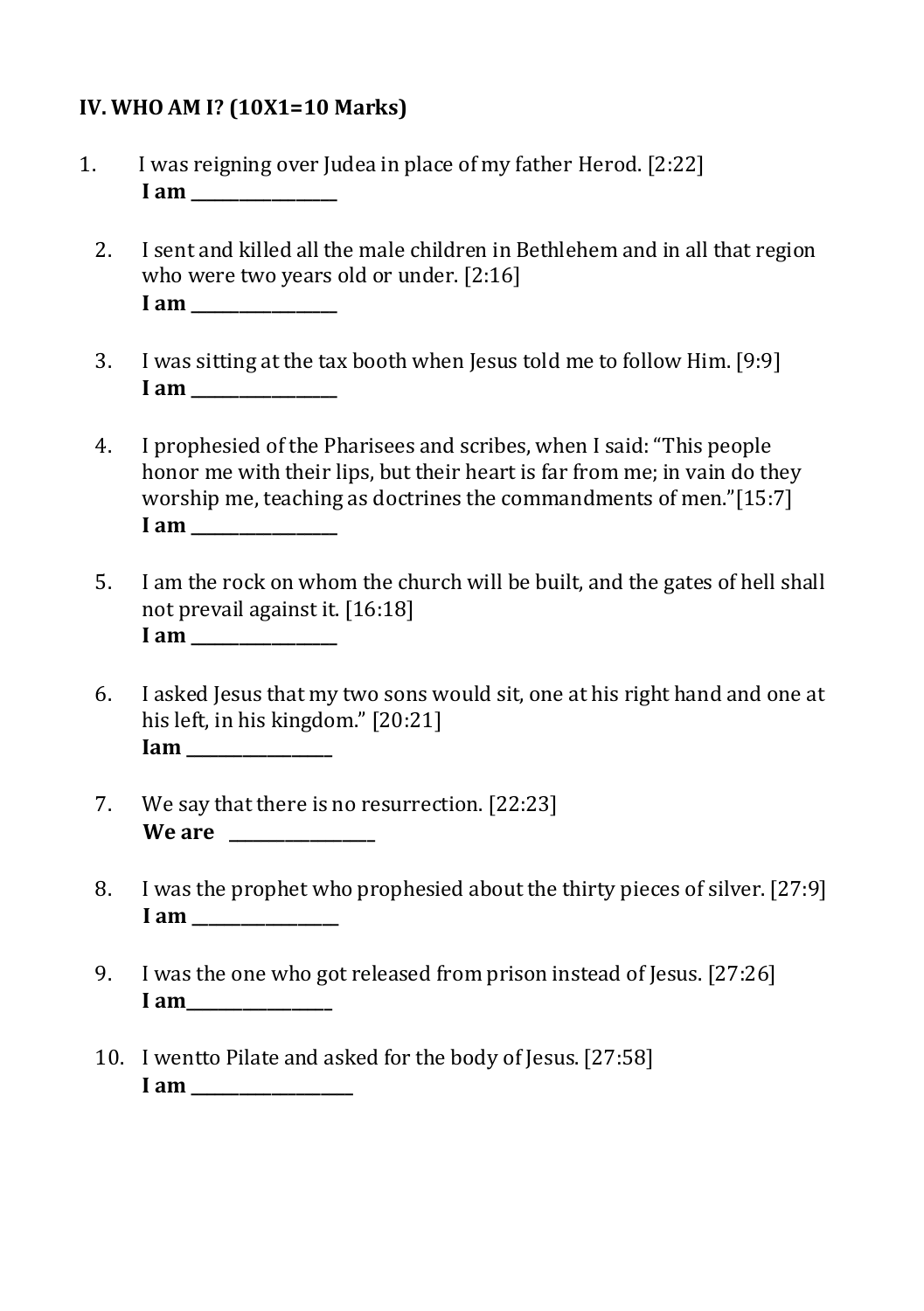**IV. WHO AM I? (10X1=10 Marks)**

1. I was reigning over Judea in place of my father Herod. [2:22]
   **I am ________________**

2. I sent and killed all the male children in Bethlehem and in all that region who were two years old or under. [2:16]
   **I am ________________**

3. I was sitting at the tax booth when Jesus told me to follow Him. [9:9]
   **I am ________________**

4. I prophesied of the Pharisees and scribes, when I said: "This people honor me with their lips, but their heart is far from me; in vain do they worship me, teaching as doctrines the commandments of men."[15:7]
   **I am ________________**

5. I am the rock on whom the church will be built, and the gates of hell shall not prevail against it. [16:18]
   **I am ________________**

6. I asked Jesus that my two sons would sit, one at his right hand and one at his left, in his kingdom." [20:21]
   **Iam ________________**

7. We say that there is no resurrection. [22:23]
   **We are ________________**

8. I was the prophet who prophesied about the thirty pieces of silver. [27:9]
   **I am ________________**

9. I was the one who got released from prison instead of Jesus. [27:26]
   **I am________________**

10. I wentto Pilate and asked for the body of Jesus. [27:58]
    **I am __________________**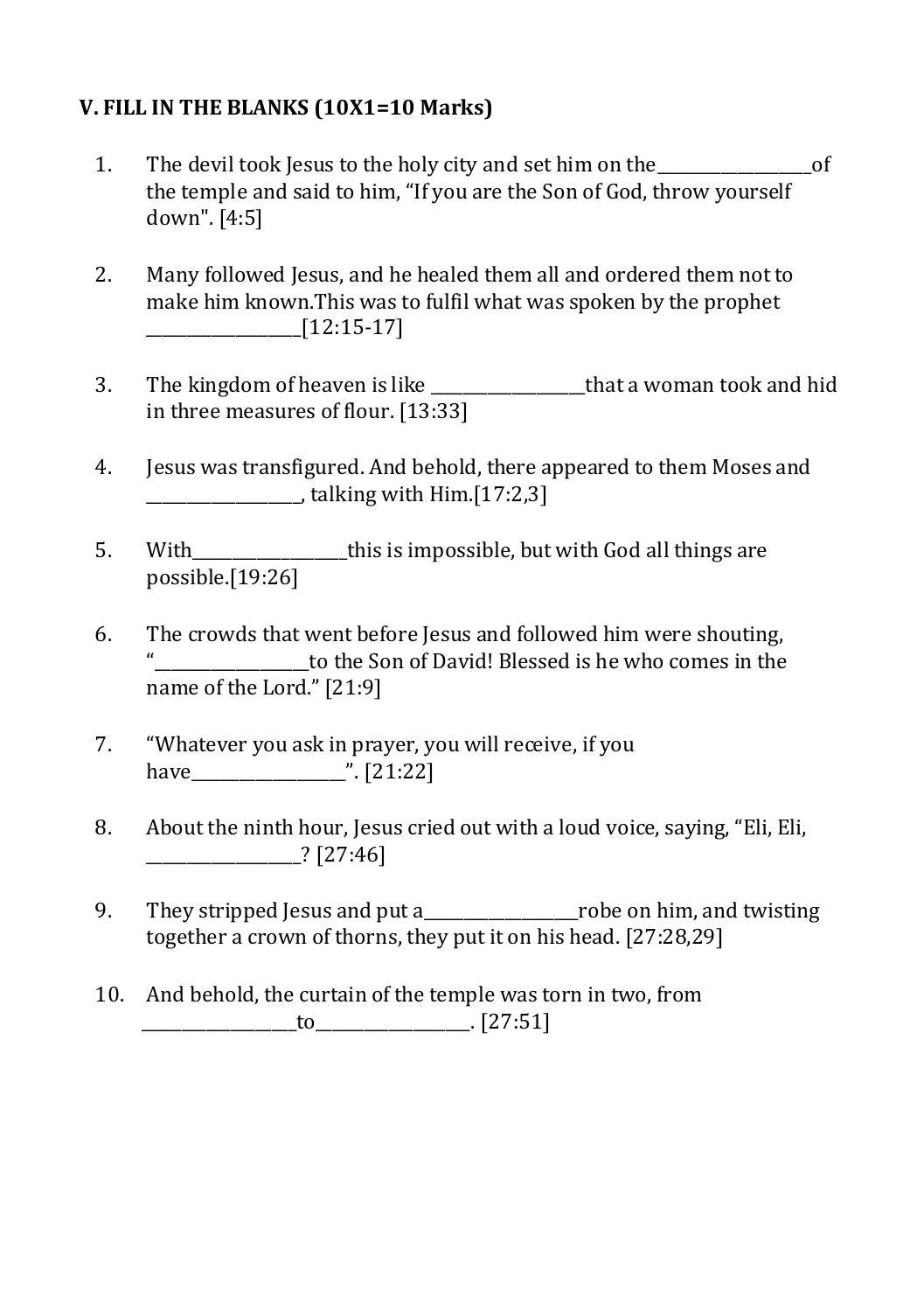**V. FILL IN THE BLANKS (10X1=10 Marks)**

1. The devil took Jesus to the holy city and set him on the__________________of the temple and said to him, "If you are the Son of God, throw yourself down". [4:5]

2. Many followed Jesus, and he healed them all and ordered them not to make him known.This was to fulfil what was spoken by the prophet __________________[12:15-17]

3. The kingdom of heaven is like __________________that a woman took and hid in three measures of flour. [13:33]

4. Jesus was transfigured. And behold, there appeared to them Moses and __________________, talking with Him.[17:2,3]

5. With__________________this is impossible, but with God all things are possible.[19:26]

6. The crowds that went before Jesus and followed him were shouting, "__________________to the Son of David! Blessed is he who comes in the name of the Lord." [21:9]

7. "Whatever you ask in prayer, you will receive, if you have__________________". [21:22]

8. About the ninth hour, Jesus cried out with a loud voice, saying, "Eli, Eli, __________________? [27:46]

9. They stripped Jesus and put a__________________robe on him, and twisting together a crown of thorns, they put it on his head. [27:28,29]

10. And behold, the curtain of the temple was torn in two, from __________________to__________________. [27:51]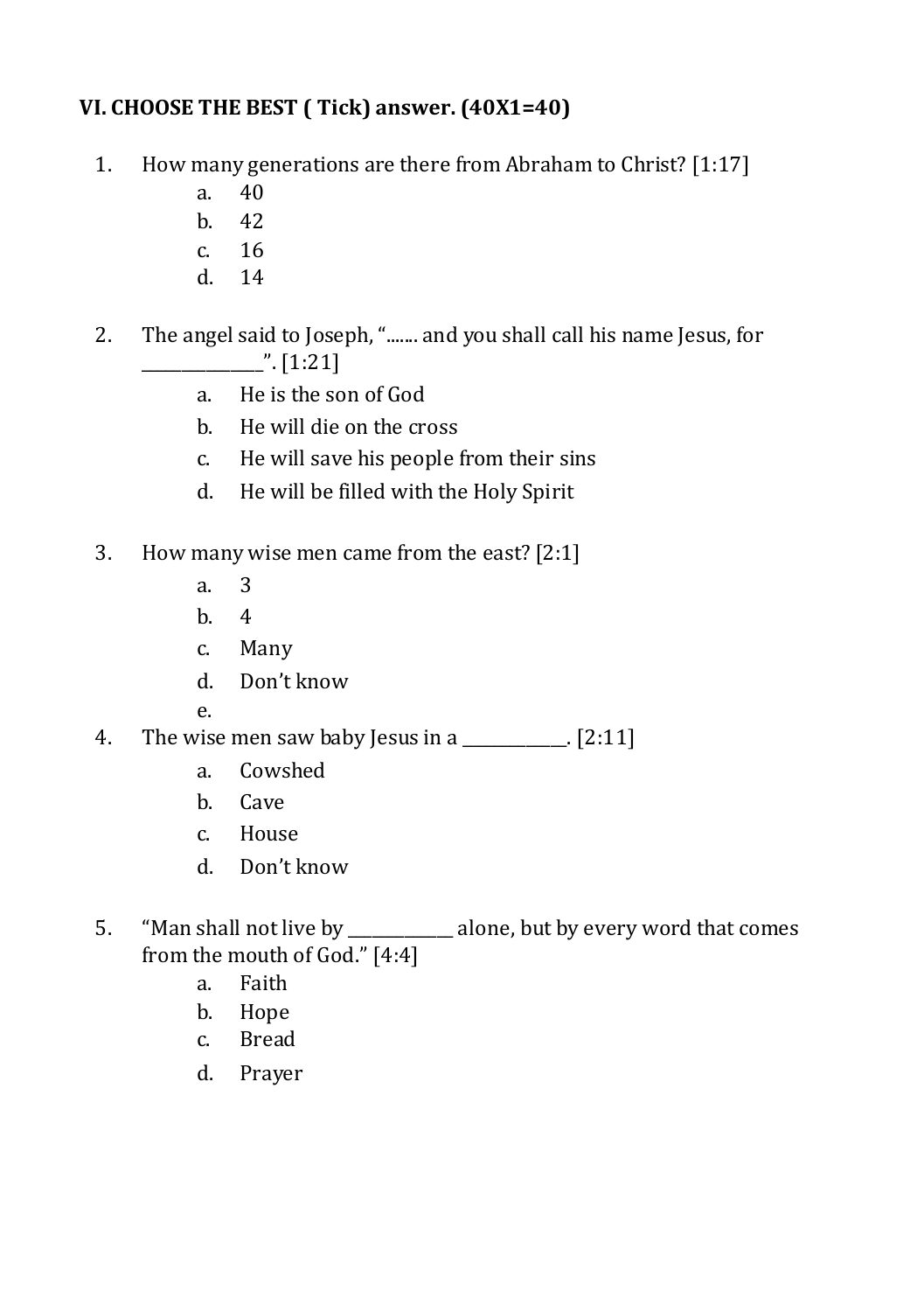**VI. CHOOSE THE BEST ( Tick) answer. (40X1=40)**

1. How many generations are there from Abraham to Christ? [1:17]
    a. 40
    b. 42
    c. 16
    d. 14

2. The angel said to Joseph, "....... and you shall call his name Jesus, for ______________". [1:21]
    a. He is the son of God
    b. He will die on the cross
    c. He will save his people from their sins
    d. He will be filled with the Holy Spirit

3. How many wise men came from the east? [2:1]
    a. 3
    b. 4
    c. Many
    d. Don't know
    e.

4. The wise men saw baby Jesus in a ____________. [2:11]
    a. Cowshed
    b. Cave
    c. House
    d. Don't know

5. "Man shall not live by ____________ alone, but by every word that comes from the mouth of God." [4:4]
    a. Faith
    b. Hope
    c. Bread
    d. Prayer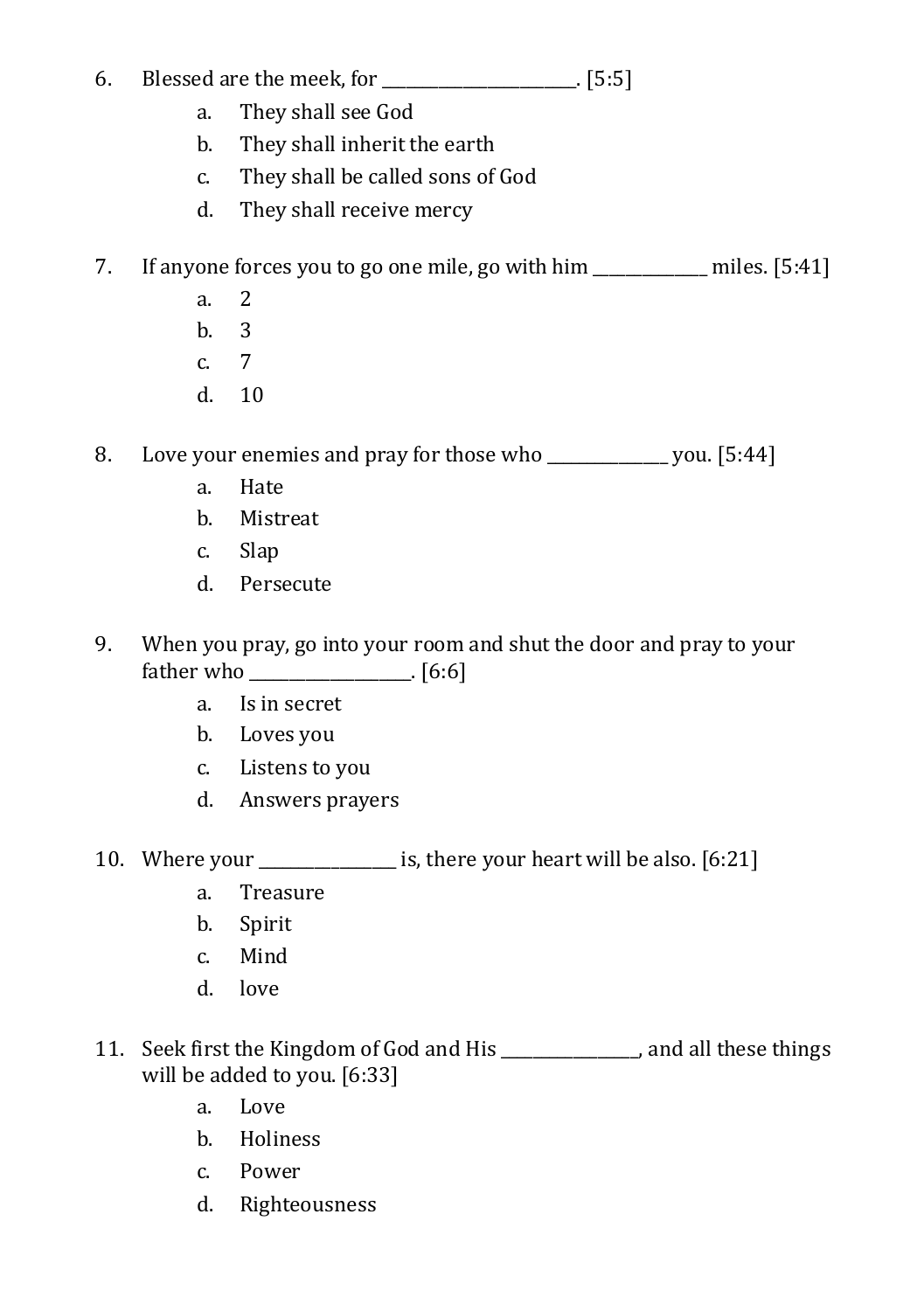6. Blessed are the meek, for ______________________. [5:5]
    a. They shall see God
    b. They shall inherit the earth
    c. They shall be called sons of God
    d. They shall receive mercy

7. If anyone forces you to go one mile, go with him _____________ miles. [5:41]
    a. 2
    b. 3
    c. 7
    d. 10

8. Love your enemies and pray for those who ______________ you. [5:44]
    a. Hate
    b. Mistreat
    c. Slap
    d. Persecute

9. When you pray, go into your room and shut the door and pray to your father who ___________________. [6:6]
    a. Is in secret
    b. Loves you
    c. Listens to you
    d. Answers prayers

10. Where your ________________ is, there your heart will be also. [6:21]
    a. Treasure
    b. Spirit
    c. Mind
    d. love

11. Seek first the Kingdom of God and His ________________, and all these things will be added to you. [6:33]
    a. Love
    b. Holiness
    c. Power
    d. Righteousness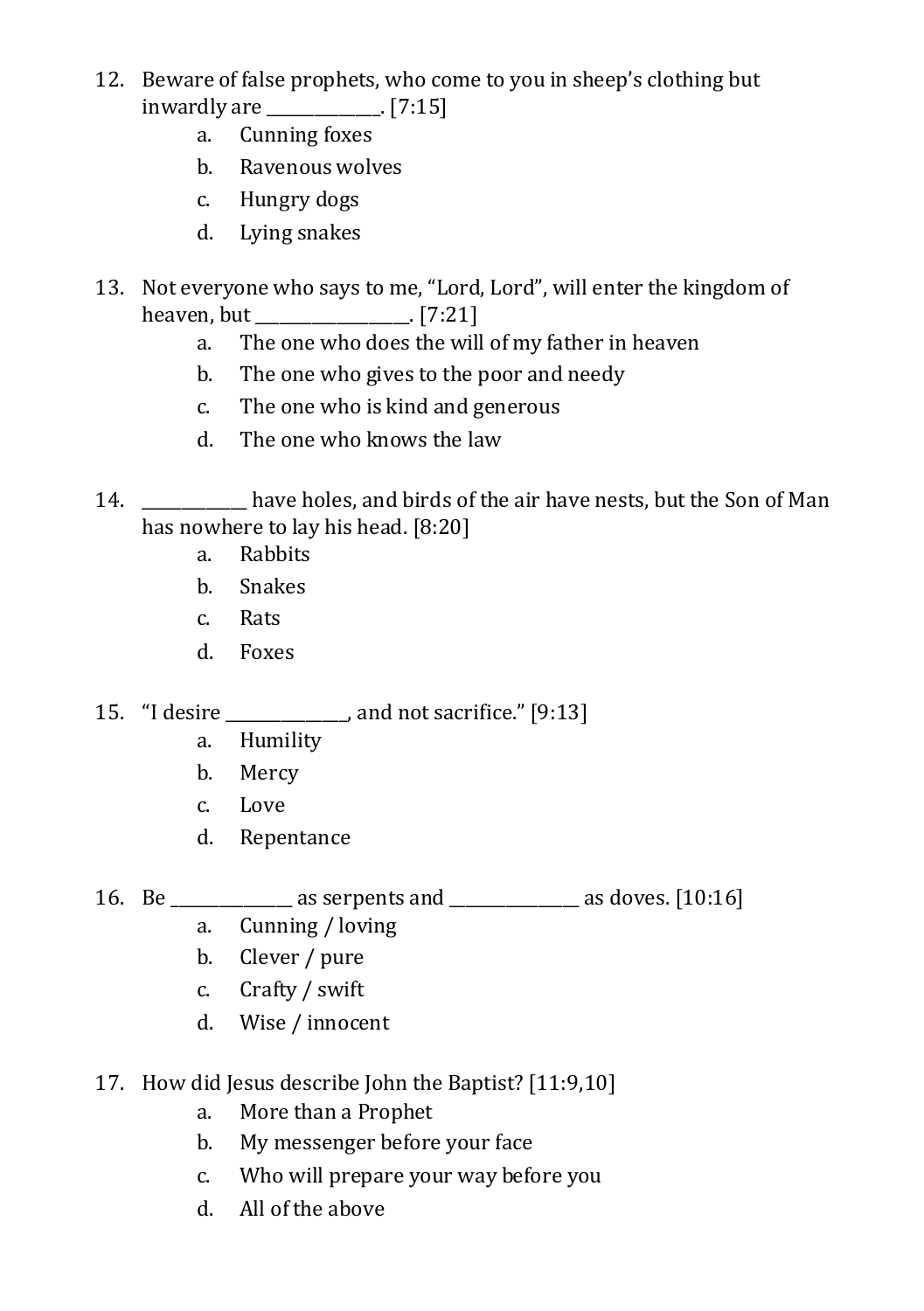12. Beware of false prophets, who come to you in sheep's clothing but inwardly are _____________. [7:15]
    a. Cunning foxes
    b. Ravenous wolves
    c. Hungry dogs
    d. Lying snakes

13. Not everyone who says to me, "Lord, Lord", will enter the kingdom of heaven, but _________________. [7:21]
    a. The one who does the will of my father in heaven
    b. The one who gives to the poor and needy
    c. The one who is kind and generous
    d. The one who knows the law

14. ___________ have holes, and birds of the air have nests, but the Son of Man has nowhere to lay his head. [8:20]
    a. Rabbits
    b. Snakes
    c. Rats
    d. Foxes

15. "I desire _____________, and not sacrifice." [9:13]
    a. Humility
    b. Mercy
    c. Love
    d. Repentance

16. Be _____________ as serpents and ______________ as doves. [10:16]
    a. Cunning / loving
    b. Clever / pure
    c. Crafty / swift
    d. Wise / innocent

17. How did Jesus describe John the Baptist? [11:9,10]
    a. More than a Prophet
    b. My messenger before your face
    c. Who will prepare your way before you
    d. All of the above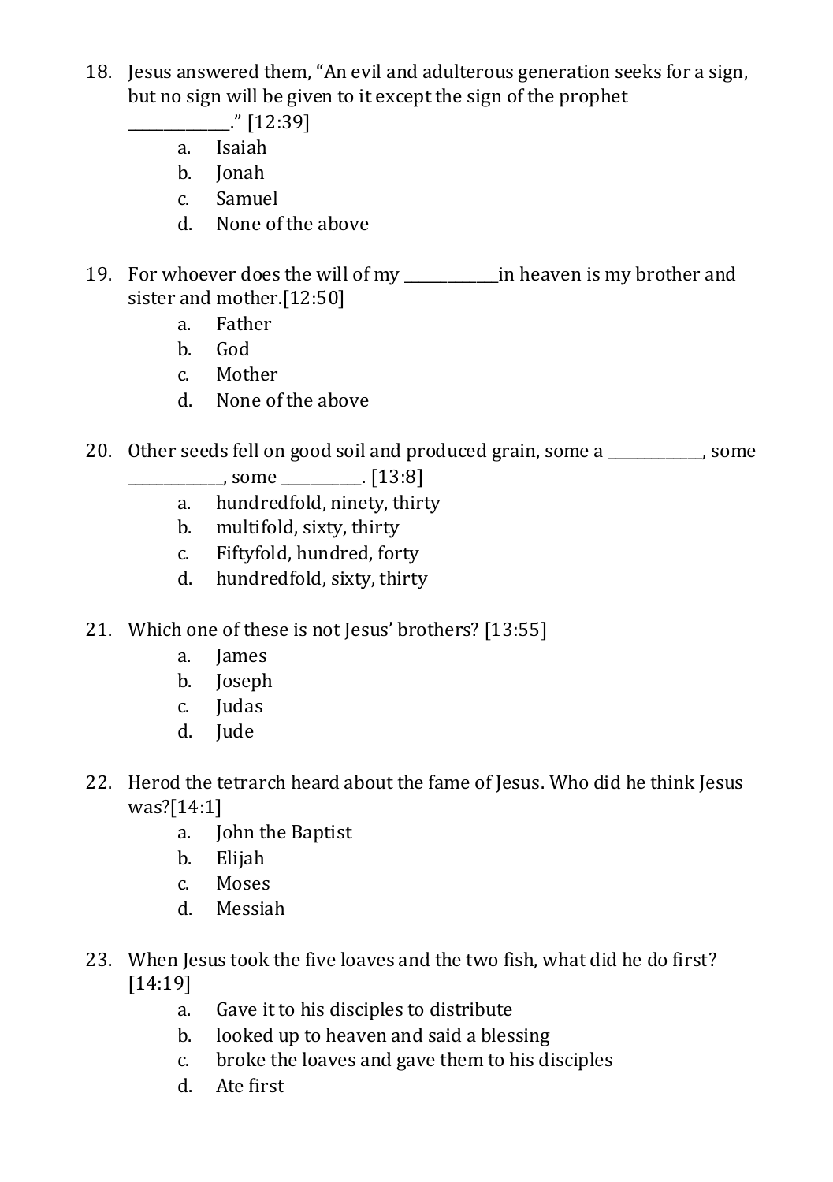18. Jesus answered them, “An evil and adulterous generation seeks for a sign, but no sign will be given to it except the sign of the prophet ____________.” [12:39]
    a. Isaiah
    b. Jonah
    c. Samuel
    d. None of the above

19. For whoever does the will of my ____________in heaven is my brother and sister and mother.[12:50]
    a. Father
    b. God
    c. Mother
    d. None of the above

20. Other seeds fell on good soil and produced grain, some a ____________, some ____________, some __________. [13:8]
    a. hundredfold, ninety, thirty
    b. multifold, sixty, thirty
    c. Fiftyfold, hundred, forty
    d. hundredfold, sixty, thirty

21. Which one of these is not Jesus’ brothers? [13:55]
    a. James
    b. Joseph
    c. Judas
    d. Jude

22. Herod the tetrarch heard about the fame of Jesus. Who did he think Jesus was?[14:1]
    a. John the Baptist
    b. Elijah
    c. Moses
    d. Messiah

23. When Jesus took the five loaves and the two fish, what did he do first? [14:19]
    a. Gave it to his disciples to distribute
    b. looked up to heaven and said a blessing
    c. broke the loaves and gave them to his disciples
    d. Ate first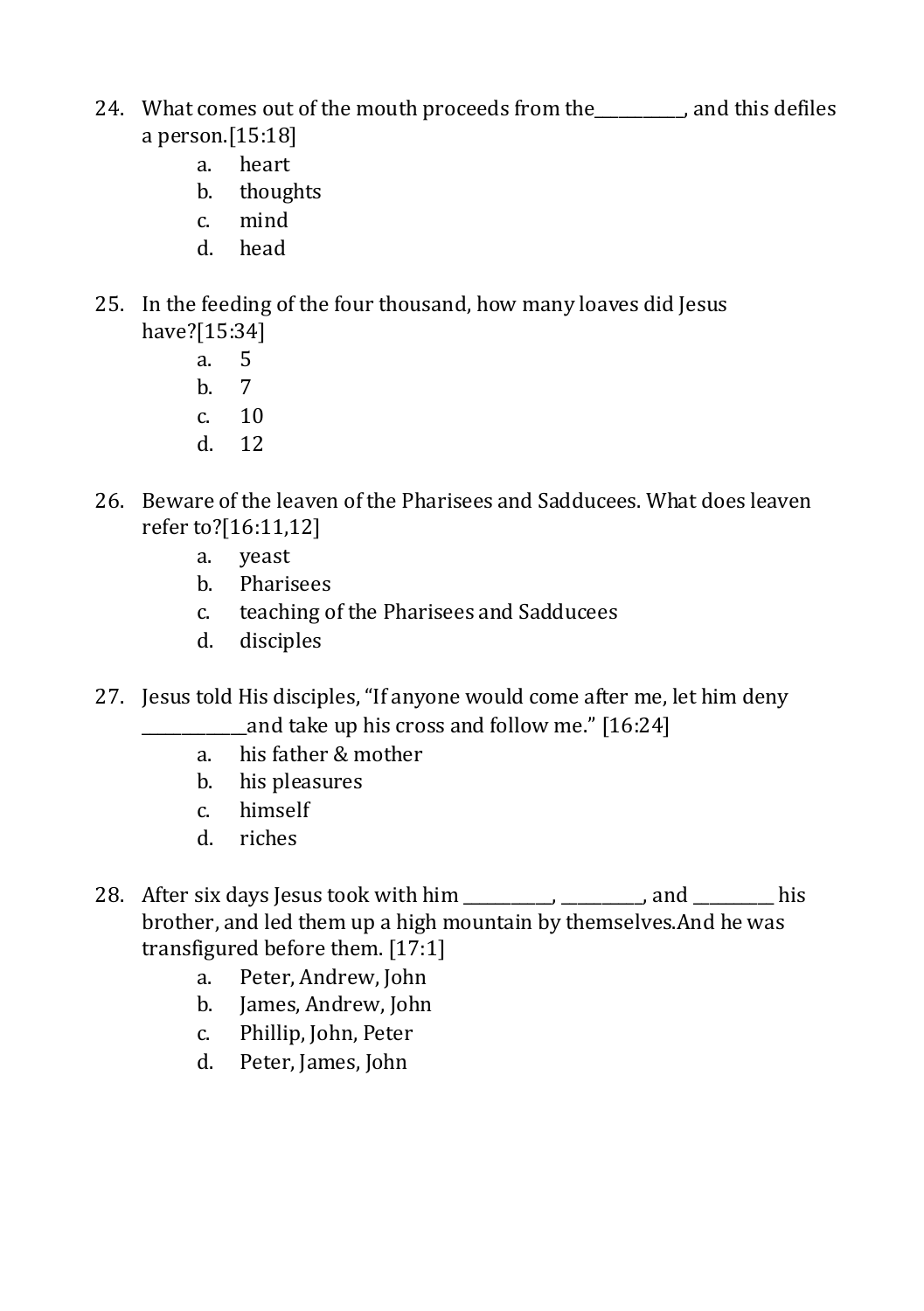24. What comes out of the mouth proceeds from the__________, and this defiles a person.[15:18]
    a. heart
    b. thoughts
    c. mind
    d. head

25. In the feeding of the four thousand, how many loaves did Jesus have?[15:34]
    a. 5
    b. 7
    c. 10
    d. 12

26. Beware of the leaven of the Pharisees and Sadducees. What does leaven refer to?[16:11,12]
    a. yeast
    b. Pharisees
    c. teaching of the Pharisees and Sadducees
    d. disciples

27. Jesus told His disciples, "If anyone would come after me, let him deny ____________and take up his cross and follow me." [16:24]
    a. his father & mother
    b. his pleasures
    c. himself
    d. riches

28. After six days Jesus took with him __________, _________, and _________ his brother, and led them up a high mountain by themselves.And he was transfigured before them. [17:1]
    a. Peter, Andrew, John
    b. James, Andrew, John
    c. Phillip, John, Peter
    d. Peter, James, John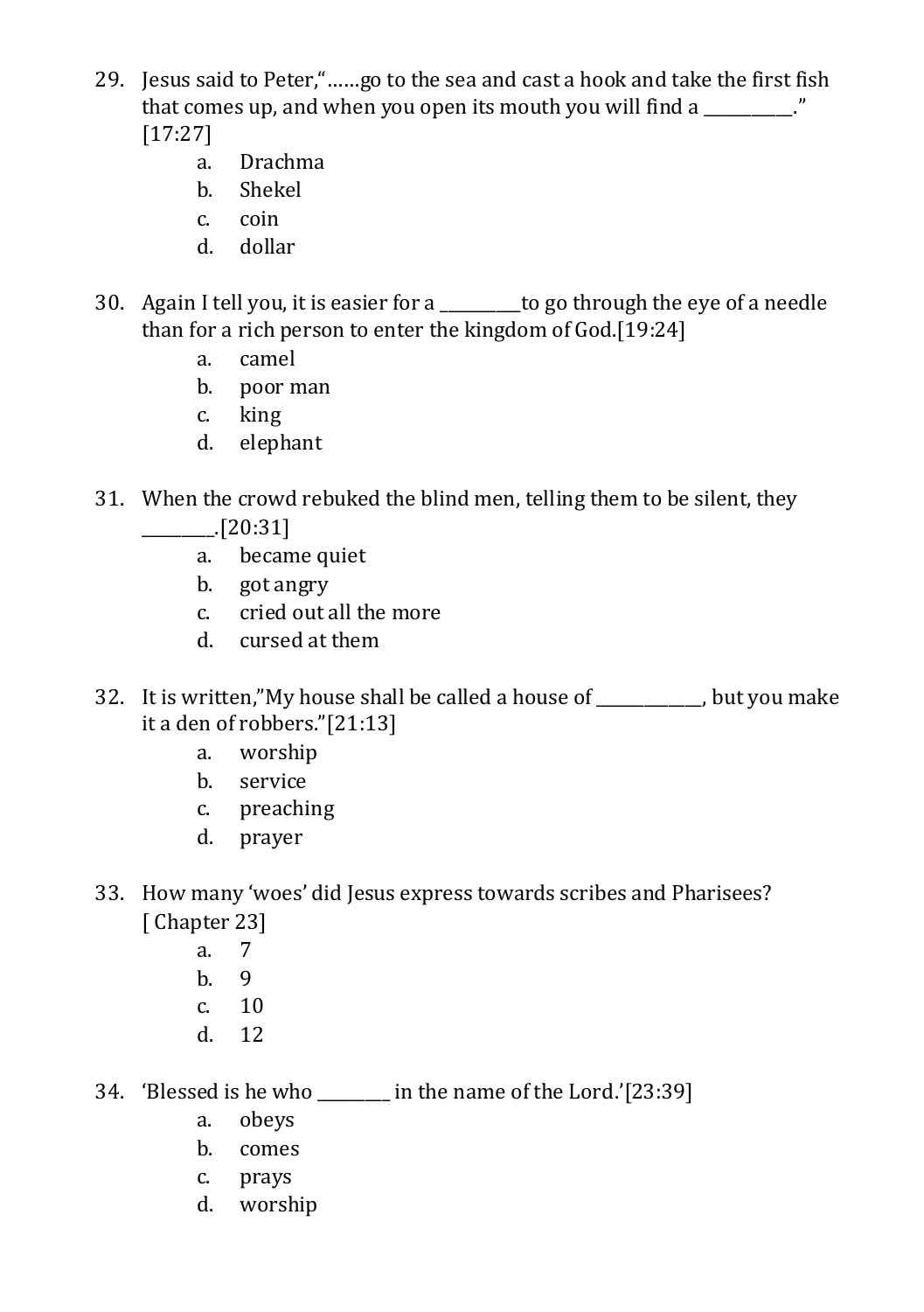29. Jesus said to Peter,"……go to the sea and cast a hook and take the first fish that comes up, and when you open its mouth you will find a __________." [17:27]
    a. Drachma
    b. Shekel
    c. coin
    d. dollar

30. Again I tell you, it is easier for a _________to go through the eye of a needle than for a rich person to enter the kingdom of God.[19:24]
    a. camel
    b. poor man
    c. king
    d. elephant

31. When the crowd rebuked the blind men, telling them to be silent, they ________.[20:31]
    a. became quiet
    b. got angry
    c. cried out all the more
    d. cursed at them

32. It is written,"My house shall be called a house of ____________, but you make it a den of robbers."[21:13]
    a. worship
    b. service
    c. preaching
    d. prayer

33. How many 'woes' did Jesus express towards scribes and Pharisees? [ Chapter 23]
    a. 7
    b. 9
    c. 10
    d. 12

34. 'Blessed is he who ________ in the name of the Lord.'[23:39]
    a. obeys
    b. comes
    c. prays
    d. worship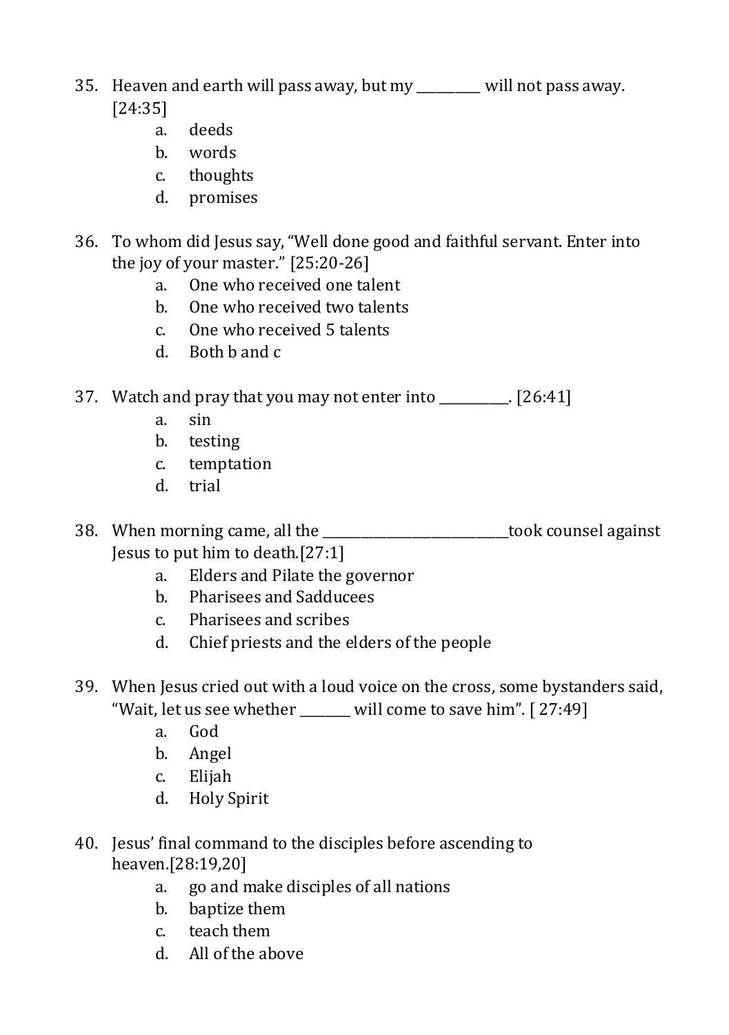35. Heaven and earth will pass away, but my _________ will not pass away. [24:35]
    a. deeds
    b. words
    c. thoughts
    d. promises

36. To whom did Jesus say, "Well done good and faithful servant. Enter into the joy of your master." [25:20-26]
    a. One who received one talent
    b. One who received two talents
    c. One who received 5 talents
    d. Both b and c

37. Watch and pray that you may not enter into __________. [26:41]
    a. sin
    b. testing
    c. temptation
    d. trial

38. When morning came, all the ___________________________took counsel against Jesus to put him to death.[27:1]
    a. Elders and Pilate the governor
    b. Pharisees and Sadducees
    c. Pharisees and scribes
    d. Chief priests and the elders of the people

39. When Jesus cried out with a loud voice on the cross, some bystanders said, "Wait, let us see whether _______ will come to save him". [ 27:49]
    a. God
    b. Angel
    c. Elijah
    d. Holy Spirit

40. Jesus' final command to the disciples before ascending to heaven.[28:19,20]
    a. go and make disciples of all nations
    b. baptize them
    c. teach them
    d. All of the above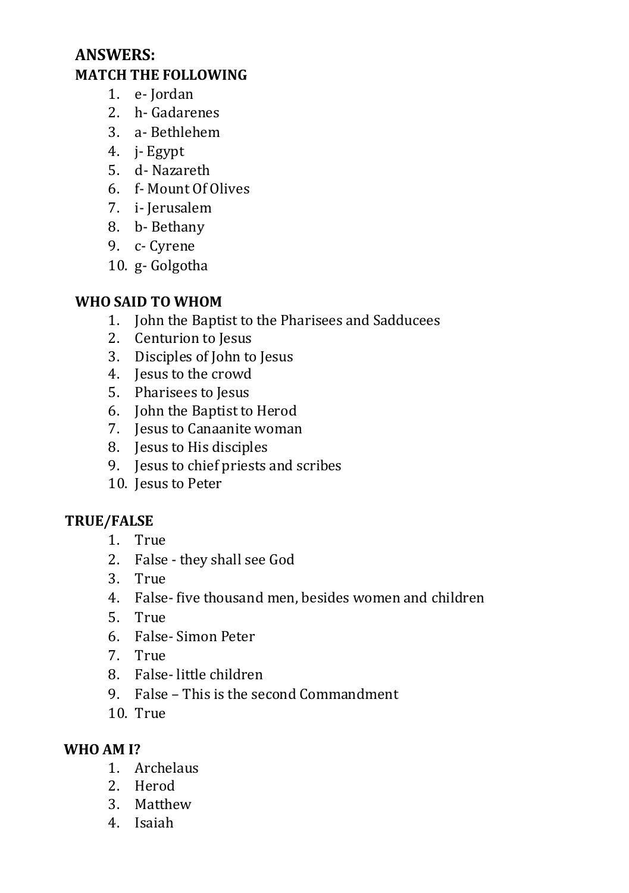## ANSWERS:

### MATCH THE FOLLOWING

1. e- Jordan
2. h- Gadarenes
3. a- Bethlehem
4. j- Egypt
5. d- Nazareth
6. f- Mount Of Olives
7. i- Jerusalem
8. b- Bethany
9. c- Cyrene
10. g- Golgotha

### WHO SAID TO WHOM

1. John the Baptist to the Pharisees and Sadducees
2. Centurion to Jesus
3. Disciples of John to Jesus
4. Jesus to the crowd
5. Pharisees to Jesus
6. John the Baptist to Herod
7. Jesus to Canaanite woman
8. Jesus to His disciples
9. Jesus to chief priests and scribes
10. Jesus to Peter

### TRUE/FALSE

1. True
2. False - they shall see God
3. True
4. False- five thousand men, besides women and children
5. True
6. False- Simon Peter
7. True
8. False- little children
9. False – This is the second Commandment
10. True

### WHO AM I?

1. Archelaus
2. Herod
3. Matthew
4. Isaiah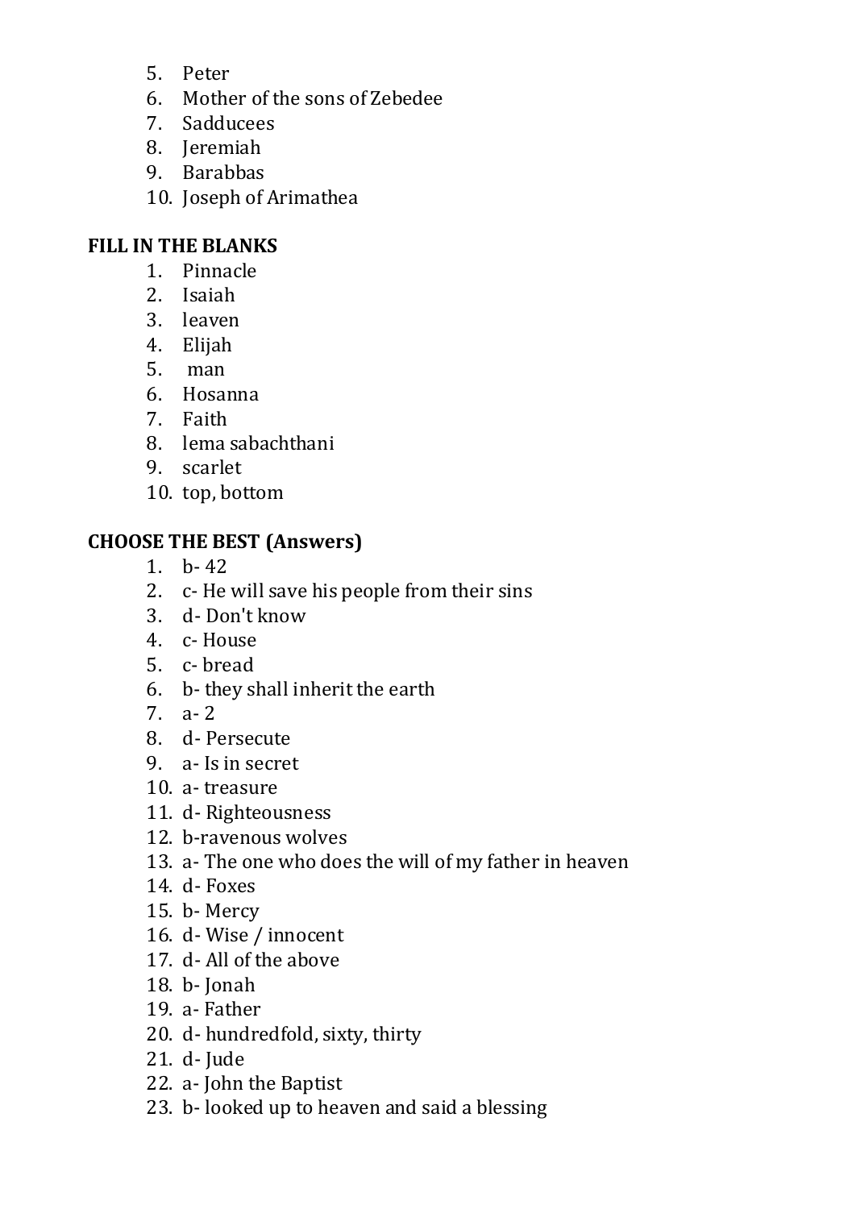5. Peter
6. Mother of the sons of Zebedee
7. Sadducees
8. Jeremiah
9. Barabbas
10. Joseph of Arimathea

**FILL IN THE BLANKS**

1. Pinnacle
2. Isaiah
3. leaven
4. Elijah
5. man
6. Hosanna
7. Faith
8. lema sabachthani
9. scarlet
10. top, bottom

**CHOOSE THE BEST (Answers)**

1. b- 42
2. c- He will save his people from their sins
3. d- Don't know
4. c- House
5. c- bread
6. b- they shall inherit the earth
7. a- 2
8. d- Persecute
9. a- Is in secret
10. a- treasure
11. d- Righteousness
12. b-ravenous wolves
13. a- The one who does the will of my father in heaven
14. d- Foxes
15. b- Mercy
16. d- Wise / innocent
17. d- All of the above
18. b- Jonah
19. a- Father
20. d- hundredfold, sixty, thirty
21. d- Jude
22. a- John the Baptist
23. b- looked up to heaven and said a blessing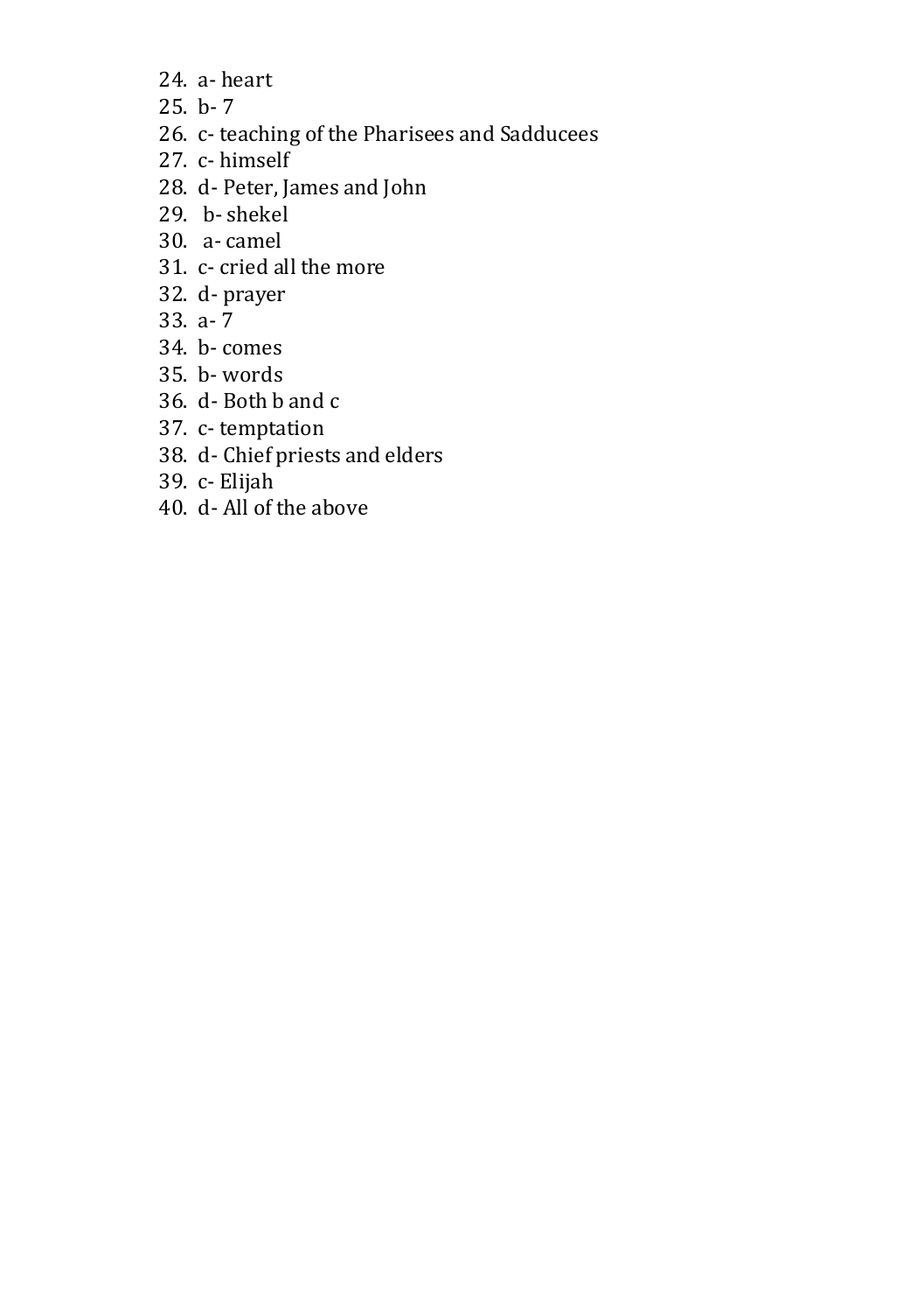24. a- heart
25. b- 7
26. c- teaching of the Pharisees and Sadducees
27. c- himself
28. d- Peter, James and John
29. b- shekel
30. a- camel
31. c- cried all the more
32. d- prayer
33. a- 7
34. b- comes
35. b- words
36. d- Both b and c
37. c- temptation
38. d- Chief priests and elders
39. c- Elijah
40. d- All of the above